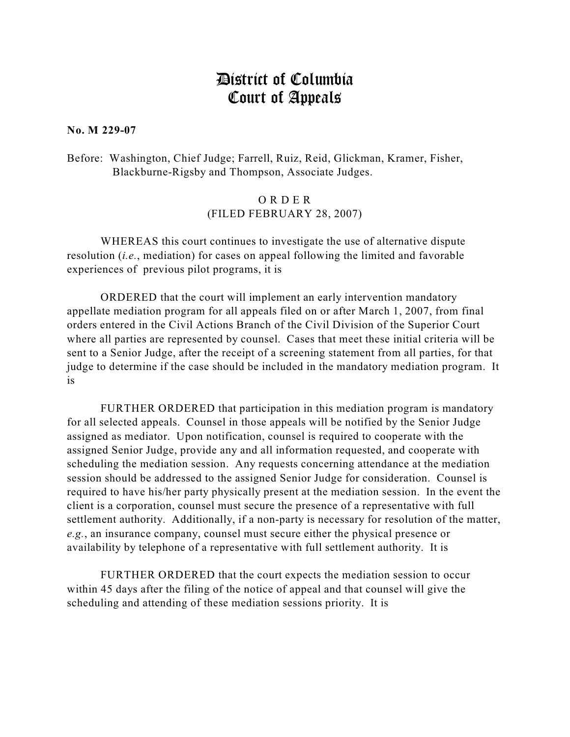# District of Columbia
# Court of Appeals

**No. M 229-07**

Before: Washington, Chief Judge; Farrell, Ruiz, Reid, Glickman, Kramer, Fisher, Blackburne-Rigsby and Thompson, Associate Judges.

O R D E R
(FILED FEBRUARY 28, 2007)

WHEREAS this court continues to investigate the use of alternative dispute resolution (*i.e.*, mediation) for cases on appeal following the limited and favorable experiences of previous pilot programs, it is

ORDERED that the court will implement an early intervention mandatory appellate mediation program for all appeals filed on or after March 1, 2007, from final orders entered in the Civil Actions Branch of the Civil Division of the Superior Court where all parties are represented by counsel. Cases that meet these initial criteria will be sent to a Senior Judge, after the receipt of a screening statement from all parties, for that judge to determine if the case should be included in the mandatory mediation program. It is

FURTHER ORDERED that participation in this mediation program is mandatory for all selected appeals. Counsel in those appeals will be notified by the Senior Judge assigned as mediator. Upon notification, counsel is required to cooperate with the assigned Senior Judge, provide any and all information requested, and cooperate with scheduling the mediation session. Any requests concerning attendance at the mediation session should be addressed to the assigned Senior Judge for consideration. Counsel is required to have his/her party physically present at the mediation session. In the event the client is a corporation, counsel must secure the presence of a representative with full settlement authority. Additionally, if a non-party is necessary for resolution of the matter, *e.g.*, an insurance company, counsel must secure either the physical presence or availability by telephone of a representative with full settlement authority. It is

FURTHER ORDERED that the court expects the mediation session to occur within 45 days after the filing of the notice of appeal and that counsel will give the scheduling and attending of these mediation sessions priority. It is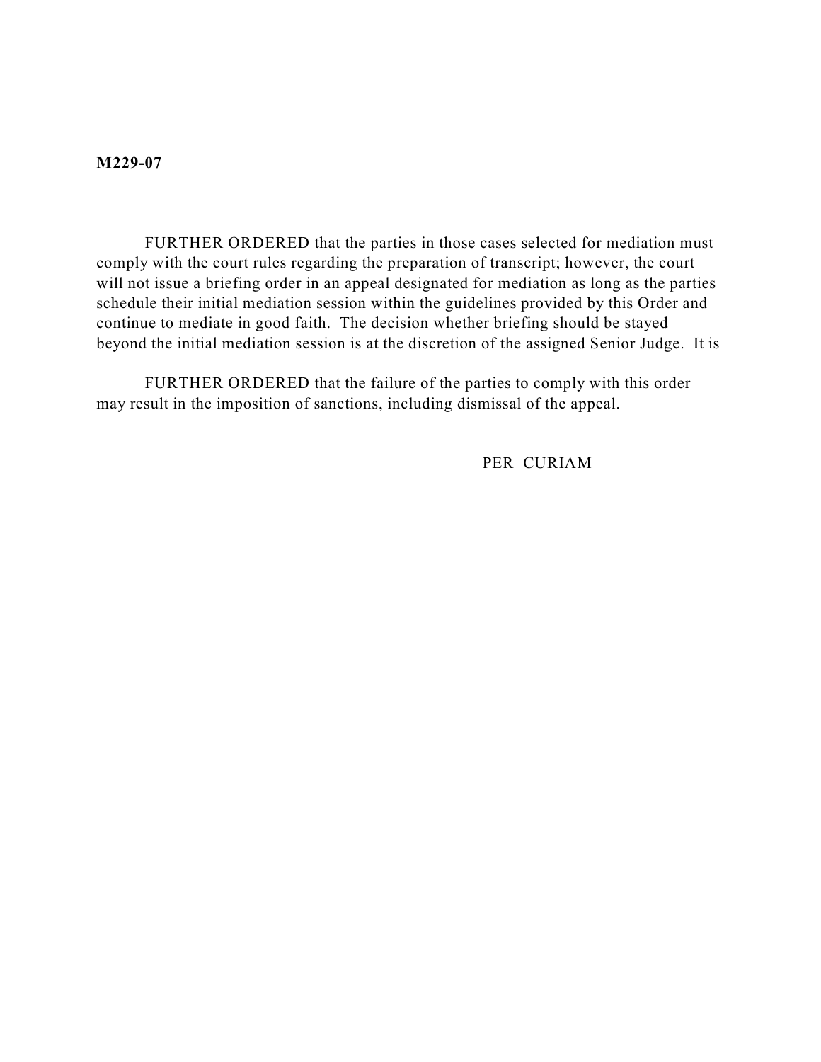**M229-07**

FURTHER ORDERED that the parties in those cases selected for mediation must comply with the court rules regarding the preparation of transcript; however, the court will not issue a briefing order in an appeal designated for mediation as long as the parties schedule their initial mediation session within the guidelines provided by this Order and continue to mediate in good faith. The decision whether briefing should be stayed beyond the initial mediation session is at the discretion of the assigned Senior Judge. It is

FURTHER ORDERED that the failure of the parties to comply with this order may result in the imposition of sanctions, including dismissal of the appeal.

PER CURIAM